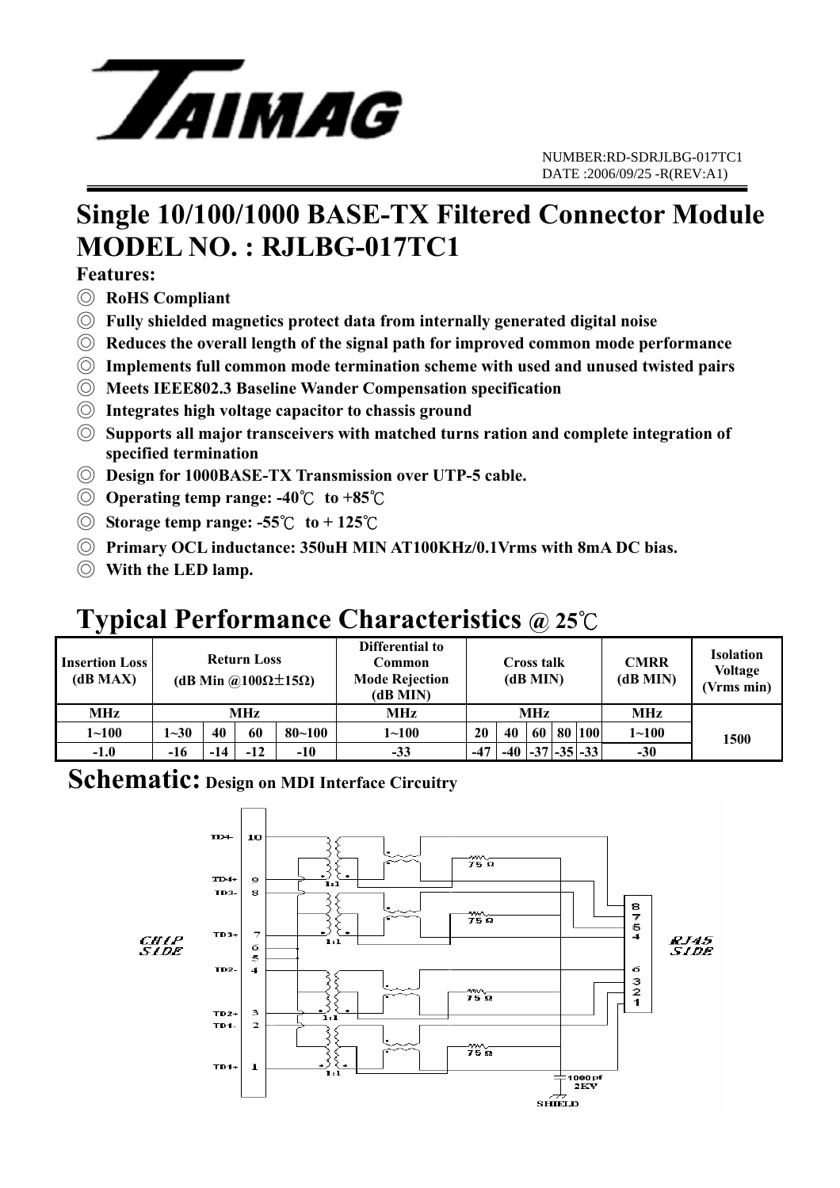NUMBER:RD-SDRJLBG-017TC1
DATE :2006/09/25 -R(REV:A1)

# Single 10/100/1000 BASE-TX Filtered Connector Module
# MODEL NO. : RJLBG-017TC1

**Features:**

◎ **RoHS Compliant**
◎ **Fully shielded magnetics protect data from internally generated digital noise**
◎ **Reduces the overall length of the signal path for improved common mode performance**
◎ **Implements full common mode termination scheme with used and unused twisted pairs**
◎ **Meets IEEE802.3 Baseline Wander Compensation specification**
◎ **Integrates high voltage capacitor to chassis ground**
◎ **Supports all major transceivers with matched turns ration and complete integration of specified termination**
◎ **Design for 1000BASE-TX Transmission over UTP-5 cable.**
◎ **Operating temp range: -40℃ to +85℃**
◎ **Storage temp range: -55℃ to + 125℃**
◎ **Primary OCL inductance: 350uH MIN AT100KHz/0.1Vrms with 8mA DC bias.**
◎ **With the LED lamp.**

## Typical Performance Characteristics @ 25℃

| Insertion Loss (dB MAX) | Return Loss (dB Min @100Ω±15Ω) | | | | Differential to Common Mode Rejection (dB MIN) | Cross talk (dB MIN) | | | | | CMRR (dB MIN) | Isolation Voltage (Vrms min) |
|---|---|---|---|---|---|---|---|---|---|---|---|---|
| MHz | MHz | | | | MHz | MHz | | | | | MHz | 1500 |
| 1~100 | 1~30 | 40 | 60 | 80~100 | 1~100 | 20 | 40 | 60 | 80 | 100 | 1~100 | |
| -1.0 | -16 | -14 | -12 | -10 | -33 | -47 | -40 | -37 | -35 | -33 | -30 | |

## Schematic: Design on MDI Interface Circuitry

CHIP SIDE

TD4- 10
TD4+ 9
TD3- 8
TD3+ 7
6
5
TD2- 4
TD2+ 3
TD1- 2
TD1+ 1

1:1
1:1
1:1
1:1

75 Ω
75 Ω
75 Ω
75 Ω

8
7
5
4
6
3
2
1

RJ45 SIDE

1000pf
2KV

SHIELD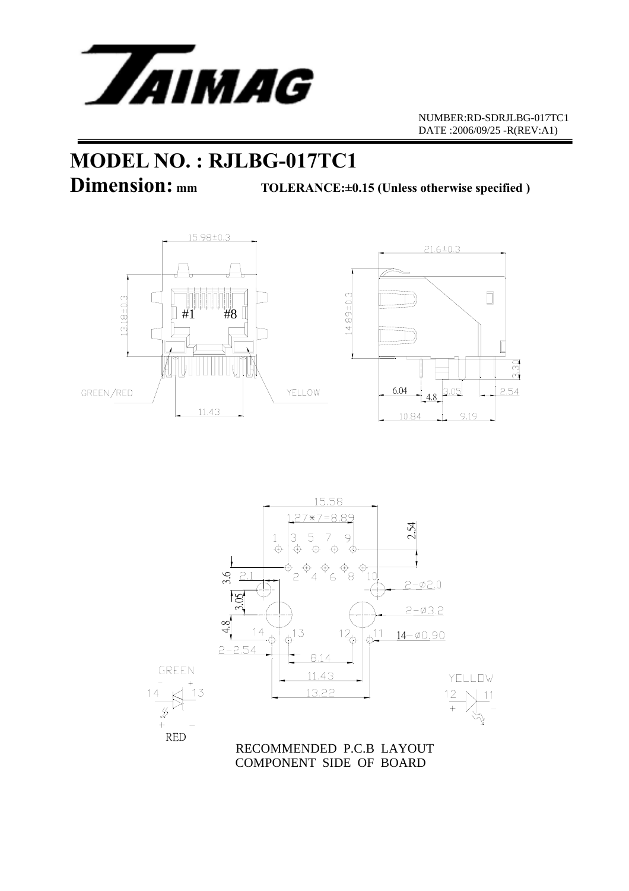NUMBER:RD-SDRJLBG-017TC1
DATE :2006/09/25 -R(REV:A1)

# MODEL NO. : RJLBG-017TC1

## Dimension: mm    TOLERANCE:±0.15 (Unless otherwise specified )

15.98±0.3

13.18±0.3

#1 #8

GREEN/RED

YELLOW

11.43

21.6±0.3

14.89±0.3

3.30

6.04

4.8

3.05

2.54

10.84

9.19

15.58

1.27*7=8.89

2.54

1 3 5 7 9

2 4 6 8 10

3.6

2.1

2-Ø2.0

3.05

2-Ø3.2

4.8

14 13 12 11

14-Ø0.90

2-2.54

8.14

11.43

13.22

GREEN

14 13

RED

YELLOW

12 11

RECOMMENDED P.C.B LAYOUT
COMPONENT SIDE OF BOARD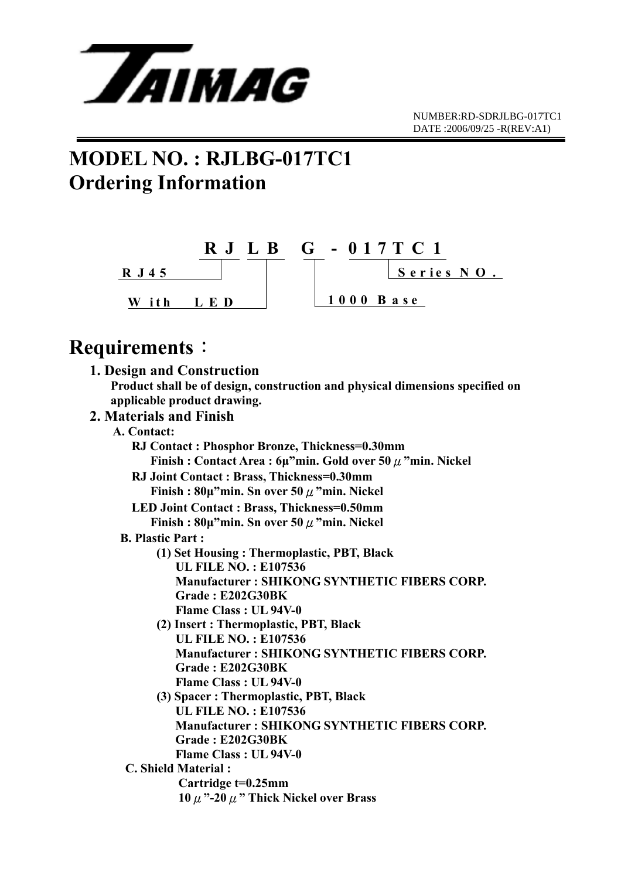TAIMAG

NUMBER:RD-SDRJLBG-017TC1
DATE :2006/09/25 -R(REV:A1)

# MODEL NO. : RJLBG-017TC1
# Ordering Information

R J L B G - 0 1 7 T C 1

R J 4 5

W ith L E D

1 0 0 0 B a s e

S e r i e s N O .

# Requirements：

**1. Design and Construction**

**Product shall be of design, construction and physical dimensions specified on applicable product drawing.**

**2. Materials and Finish**

**A. Contact:**

**RJ Contact : Phosphor Bronze, Thickness=0.30mm**
**Finish : Contact Area : 6μ”min. Gold over 50 μ”min. Nickel**

**RJ Joint Contact : Brass, Thickness=0.30mm**
**Finish : 80μ”min. Sn over 50 μ”min. Nickel**

**LED Joint Contact : Brass, Thickness=0.50mm**
**Finish : 80μ”min. Sn over 50 μ”min. Nickel**

**B. Plastic Part :**

**(1) Set Housing : Thermoplastic, PBT, Black**
**UL FILE NO. : E107536**
**Manufacturer : SHIKONG SYNTHETIC FIBERS CORP.**
**Grade : E202G30BK**
**Flame Class : UL 94V-0**

**(2) Insert : Thermoplastic, PBT, Black**
**UL FILE NO. : E107536**
**Manufacturer : SHIKONG SYNTHETIC FIBERS CORP.**
**Grade : E202G30BK**
**Flame Class : UL 94V-0**

**(3) Spacer : Thermoplastic, PBT, Black**
**UL FILE NO. : E107536**
**Manufacturer : SHIKONG SYNTHETIC FIBERS CORP.**
**Grade : E202G30BK**
**Flame Class : UL 94V-0**

**C. Shield Material :**

**Cartridge t=0.25mm**
**10 μ”-20 μ” Thick Nickel over Brass**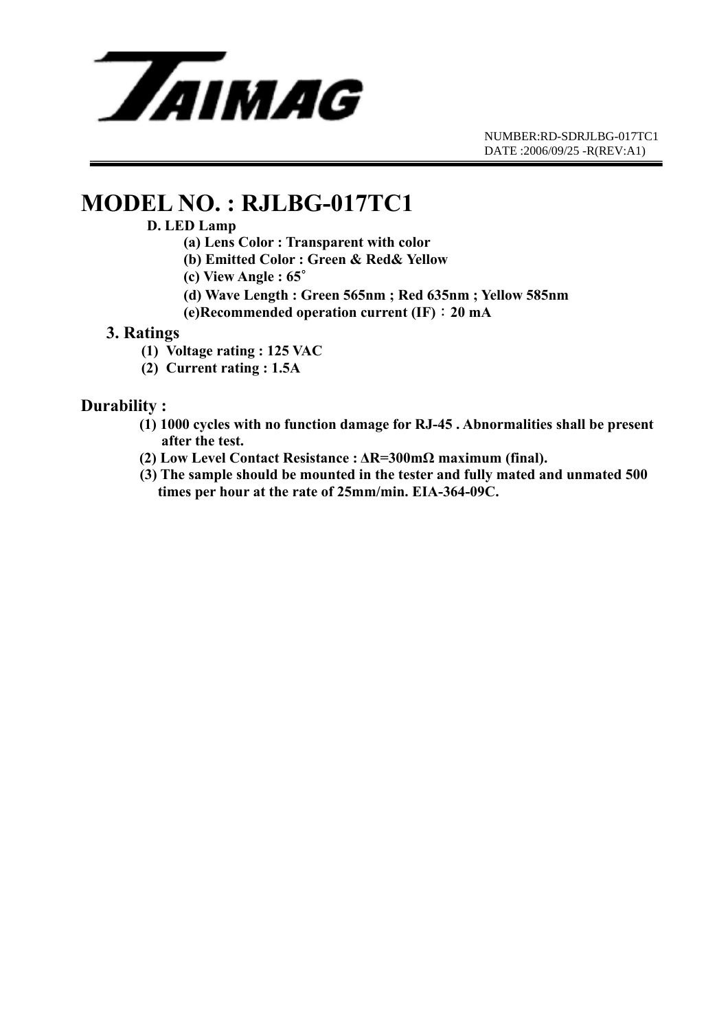TAIMAG

NUMBER:RD-SDRJLBG-017TC1
DATE :2006/09/25 -R(REV:A1)

# MODEL NO. : RJLBG-017TC1

**D. LED Lamp**

- **(a) Lens Color : Transparent with color**
- **(b) Emitted Color : Green & Red& Yellow**
- **(c) View Angle : 65°**
- **(d) Wave Length : Green 565nm ; Red 635nm ; Yellow 585nm**
- **(e)Recommended operation current (IF)：20 mA**

## 3. Ratings

- **(1) Voltage rating : 125 VAC**
- **(2) Current rating : 1.5A**

## Durability :

- **(1) 1000 cycles with no function damage for RJ-45 . Abnormalities shall be present after the test.**
- **(2) Low Level Contact Resistance : ΔR=300mΩ maximum (final).**
- **(3) The sample should be mounted in the tester and fully mated and unmated 500 times per hour at the rate of 25mm/min. EIA-364-09C.**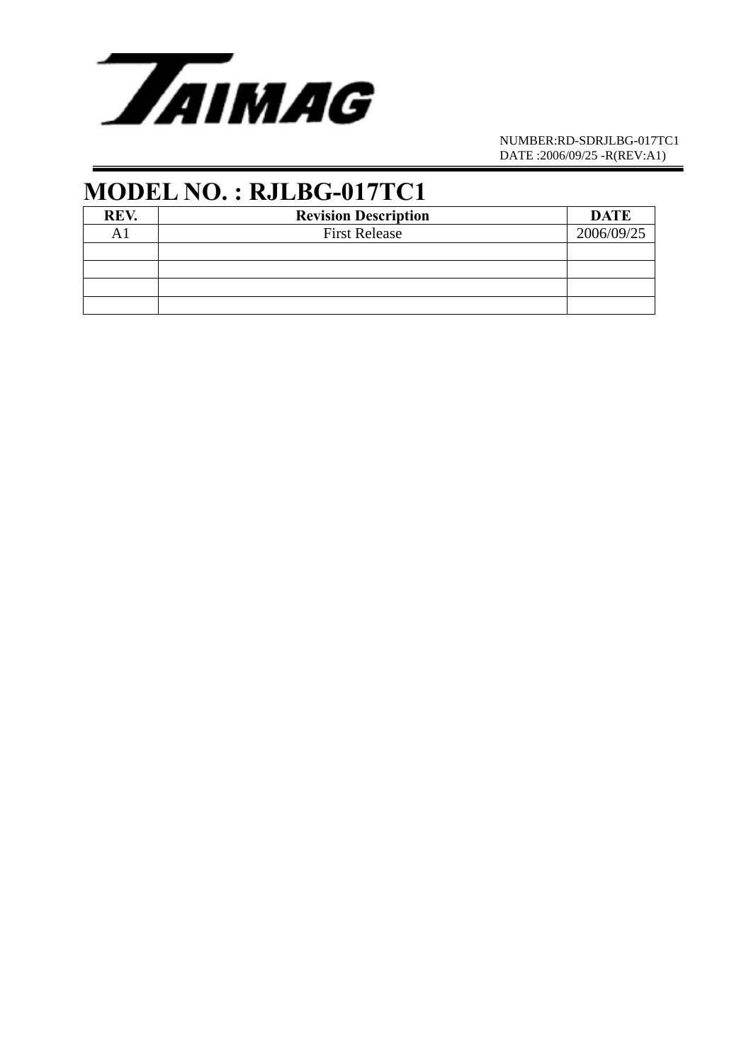TAIMAG

NUMBER:RD-SDRJLBG-017TC1
DATE :2006/09/25 -R(REV:A1)

# MODEL NO. : RJLBG-017TC1

| REV. | Revision Description | DATE |
|---|---|---|
| A1 | First Release | 2006/09/25 |
| | | |
| | | |
| | | |
| | | |